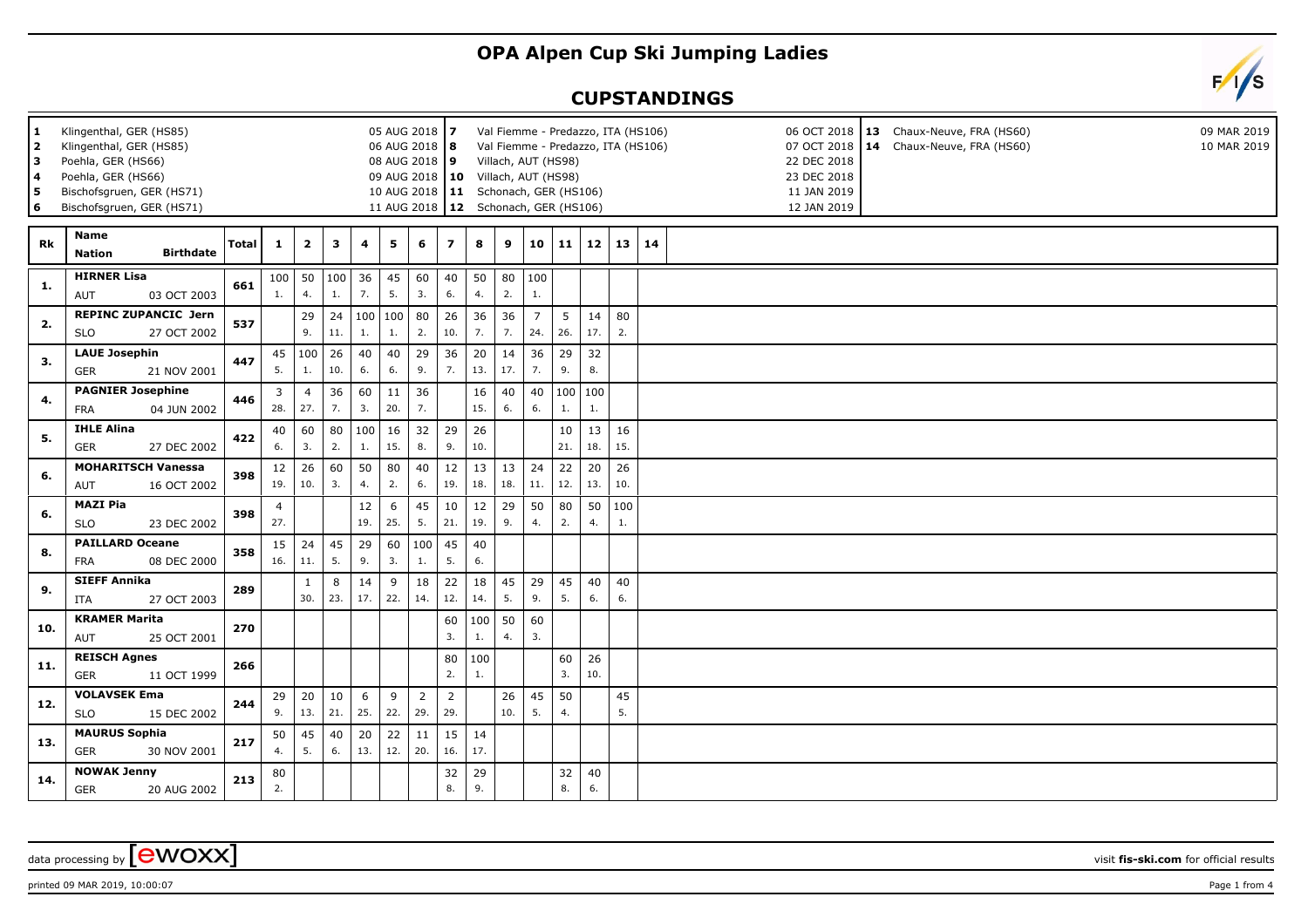# OPA Alpen Cup Ski Jumping Ladies

## CUPSTANDINGS

| # | Venue | Date |
|---|---|---|
| 1 | Klingenthal, GER (HS85) | 05 AUG 2018 |
| 2 | Klingenthal, GER (HS85) | 06 AUG 2018 |
| 3 | Poehla, GER (HS66) | 08 AUG 2018 |
| 4 | Poehla, GER (HS66) | 09 AUG 2018 |
| 5 | Bischofsgruen, GER (HS71) | 10 AUG 2018 |
| 6 | Bischofsgruen, GER (HS71) | 11 AUG 2018 |
| 7 | Val Fiemme - Predazzo, ITA (HS106) | 06 OCT 2018 |
| 8 | Val Fiemme - Predazzo, ITA (HS106) | 07 OCT 2018 |
| 9 | Villach, AUT (HS98) | 22 DEC 2018 |
| 10 | Villach, AUT (HS98) | 23 DEC 2018 |
| 11 | Schonach, GER (HS106) | 11 JAN 2019 |
| 12 | Schonach, GER (HS106) | 12 JAN 2019 |
| 13 | Chaux-Neuve, FRA (HS60) | 09 MAR 2019 |
| 14 | Chaux-Neuve, FRA (HS60) | 10 MAR 2019 |

| Rk | Name / Nation / Birthdate | Total | 1 | 2 | 3 | 4 | 5 | 6 | 7 | 8 | 9 | 10 | 11 | 12 | 13 | 14 |
|---|---|---|---|---|---|---|---|---|---|---|---|---|---|---|---|---|
| 1. | HIRNER Lisa, AUT, 03 OCT 2003 | 661 | 100 (1.) | 50 (4.) | 100 (1.) | 36 (7.) | 45 (5.) | 60 (3.) | 40 (6.) | 50 (4.) | 80 (2.) | 100 (1.) | | | | |
| 2. | REPINC ZUPANCIC Jerneja, SLO, 27 OCT 2002 | 537 | | 29 (9.) | 24 (11.) | 100 (1.) | 100 (1.) | 80 (2.) | 26 (10.) | 36 (7.) | 36 (7.) | 7 (24.) | 5 (26.) | 14 (17.) | 80 (2.) | |
| 3. | LAUE Josephin, GER, 21 NOV 2001 | 447 | 45 (5.) | 100 (1.) | 26 (10.) | 40 (6.) | 40 (6.) | 29 (9.) | 36 (7.) | 20 (13.) | 14 (17.) | 36 (7.) | 29 (9.) | 32 (8.) | | |
| 4. | PAGNIER Josephine, FRA, 04 JUN 2002 | 446 | 3 (28.) | 4 (27.) | 36 (7.) | 60 (3.) | 11 (20.) | 36 (7.) | | 16 (15.) | 40 (6.) | 40 (6.) | 100 (1.) | 100 (1.) | | |
| 5. | IHLE Alina, GER, 27 DEC 2002 | 422 | 40 (6.) | 60 (3.) | 80 (2.) | 100 (1.) | 16 (15.) | 32 (8.) | 29 (9.) | 26 (10.) | | | 10 (21.) | 13 (18.) | 16 (15.) | |
| 6. | MOHARITSCH Vanessa, AUT, 16 OCT 2002 | 398 | 12 (19.) | 26 (10.) | 60 (3.) | 50 (4.) | 80 (2.) | 40 (6.) | 12 (19.) | 13 (18.) | 13 (18.) | 24 (11.) | 22 (12.) | 20 (13.) | 26 (10.) | |
| 6. | MAZI Pia, SLO, 23 DEC 2002 | 398 | 4 (27.) | | | 12 (19.) | 6 (25.) | 45 (5.) | 10 (21.) | 12 (19.) | 29 (9.) | 50 (4.) | 80 (2.) | 50 (4.) | 100 (1.) | |
| 8. | PAILLARD Oceane, FRA, 08 DEC 2000 | 358 | 15 (16.) | 24 (11.) | 45 (5.) | 29 (9.) | 60 (3.) | 100 (1.) | 45 (5.) | 40 (6.) | | | | | | |
| 9. | SIEFF Annika, ITA, 27 OCT 2003 | 289 | | 1 (30.) | 8 (23.) | 14 (17.) | 9 (22.) | 18 (14.) | 22 (12.) | 18 (14.) | 45 (5.) | 29 (9.) | 45 (5.) | 40 (6.) | 40 (6.) | |
| 10. | KRAMER Marita, AUT, 25 OCT 2001 | 270 | | | | | | | 60 (3.) | 100 (1.) | 50 (4.) | 60 (3.) | | | | |
| 11. | REISCH Agnes, GER, 11 OCT 1999 | 266 | | | | | | | 80 (2.) | 100 (1.) | | | 60 (3.) | 26 (10.) | | |
| 12. | VOLAVSEK Ema, SLO, 15 DEC 2002 | 244 | 29 (9.) | 20 (13.) | 10 (21.) | 6 (25.) | 9 (22.) | 2 (29.) | 2 (29.) | | 26 (10.) | 45 (5.) | 50 (4.) | | 45 (5.) | |
| 13. | MAURUS Sophia, GER, 30 NOV 2001 | 217 | 50 (4.) | 45 (5.) | 40 (6.) | 20 (13.) | 22 (12.) | 11 (20.) | 15 (16.) | 14 (17.) | | | | | | |
| 14. | NOWAK Jenny, GER, 20 AUG 2002 | 213 | 80 (2.) | | | | | | 32 (8.) | 29 (9.) | | | 32 (8.) | 40 (6.) | | |

data processing by ewoxx — visit fis-ski.com for official results

printed 09 MAR 2019, 10:00:07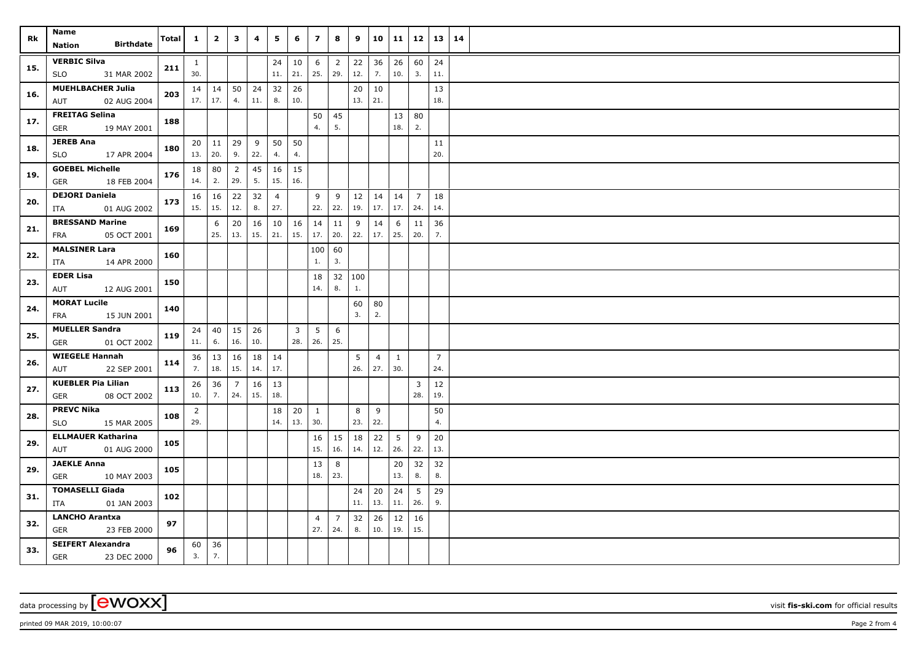| Rk | Name<br>Nation Birthdate | Total | 1 | 2 | 3 | 4 | 5 | 6 | 7 | 8 | 9 | 10 | 11 | 12 | 13 | 14 |
|---|---|---|---|---|---|---|---|---|---|---|---|---|---|---|---|---|
| 15. | **VERBIC Silva**<br>SLO 31 MAR 2002 | **211** | 1<br>30. | | | | 24<br>11. | 10<br>21. | 6<br>25. | 2<br>29. | 22<br>12. | 36<br>7. | 26<br>10. | 60<br>3. | 24<br>11. | |
| 16. | **MUEHLBACHER Julia**<br>AUT 02 AUG 2004 | **203** | 14<br>17. | 14<br>17. | 50<br>4. | 24<br>11. | 32<br>8. | 26<br>10. | | | 20<br>13. | 10<br>21. | | | 13<br>18. | |
| 17. | **FREITAG Selina**<br>GER 19 MAY 2001 | **188** | | | | | | | 50<br>4. | 45<br>5. | | | 13<br>18. | 80<br>2. | | |
| 18. | **JEREB Ana**<br>SLO 17 APR 2004 | **180** | 20<br>13. | 11<br>20. | 29<br>9. | 9<br>22. | 50<br>4. | 50<br>4. | | | | | | | 11<br>20. | |
| 19. | **GOEBEL Michelle**<br>GER 18 FEB 2004 | **176** | 18<br>14. | 80<br>2. | 2<br>29. | 45<br>5. | 16<br>15. | 15<br>16. | | | | | | | | |
| 20. | **DEJORI Daniela**<br>ITA 01 AUG 2002 | **173** | 16<br>15. | 16<br>15. | 22<br>12. | 32<br>8. | 4<br>27. | | 9<br>22. | 9<br>22. | 12<br>19. | 14<br>17. | 14<br>17. | 7<br>24. | 18<br>14. | |
| 21. | **BRESSAND Marine**<br>FRA 05 OCT 2001 | **169** | | 6<br>25. | 20<br>13. | 16<br>15. | 10<br>21. | 16<br>15. | 14<br>17. | 11<br>20. | 9<br>22. | 14<br>17. | 6<br>25. | 11<br>20. | 36<br>7. | |
| 22. | **MALSINER Lara**<br>ITA 14 APR 2000 | **160** | | | | | | | 100<br>1. | 60<br>3. | | | | | | |
| 23. | **EDER Lisa**<br>AUT 12 AUG 2001 | **150** | | | | | | | 18<br>14. | 32<br>8. | 100<br>1. | | | | | |
| 24. | **MORAT Lucile**<br>FRA 15 JUN 2001 | **140** | | | | | | | | | 60<br>3. | 80<br>2. | | | | |
| 25. | **MUELLER Sandra**<br>GER 01 OCT 2002 | **119** | 24<br>11. | 40<br>6. | 15<br>16. | 26<br>10. | | 3<br>28. | 5<br>26. | 6<br>25. | | | | | | |
| 26. | **WIEGELE Hannah**<br>AUT 22 SEP 2001 | **114** | 36<br>7. | 13<br>18. | 16<br>15. | 18<br>14. | 14<br>17. | | | | 5<br>26. | 4<br>27. | 1<br>30. | | 7<br>24. | |
| 27. | **KUEBLER Pia Lilian**<br>GER 08 OCT 2002 | **113** | 26<br>10. | 36<br>7. | 7<br>24. | 16<br>15. | 13<br>18. | | | | | | | 3<br>28. | 12<br>19. | |
| 28. | **PREVC Nika**<br>SLO 15 MAR 2005 | **108** | 2<br>29. | | | | 18<br>14. | 20<br>13. | 1<br>30. | | 8<br>23. | 9<br>22. | | | 50<br>4. | |
| 29. | **ELLMAUER Katharina**<br>AUT 01 AUG 2000 | **105** | | | | | | | 16<br>15. | 15<br>16. | 18<br>14. | 22<br>12. | 5<br>26. | 9<br>22. | 20<br>13. | |
| 29. | **JAEKLE Anna**<br>GER 10 MAY 2003 | **105** | | | | | | | 13<br>18. | 8<br>23. | | | 20<br>13. | 32<br>8. | 32<br>8. | |
| 31. | **TOMASELLI Giada**<br>ITA 01 JAN 2003 | **102** | | | | | | | | | 24<br>11. | 20<br>13. | 24<br>11. | 5<br>26. | 29<br>9. | |
| 32. | **LANCHO Arantxa**<br>GER 23 FEB 2000 | **97** | | | | | | | 4<br>27. | 7<br>24. | 32<br>8. | 26<br>10. | 12<br>19. | 16<br>15. | | |
| 33. | **SEIFERT Alexandra**<br>GER 23 DEC 2000 | **96** | 60<br>3. | 36<br>7. | | | | | | | | | | | | |

data processing by [ewoxx] visit **fis-ski.com** for official results

printed 09 MAR 2019, 10:00:07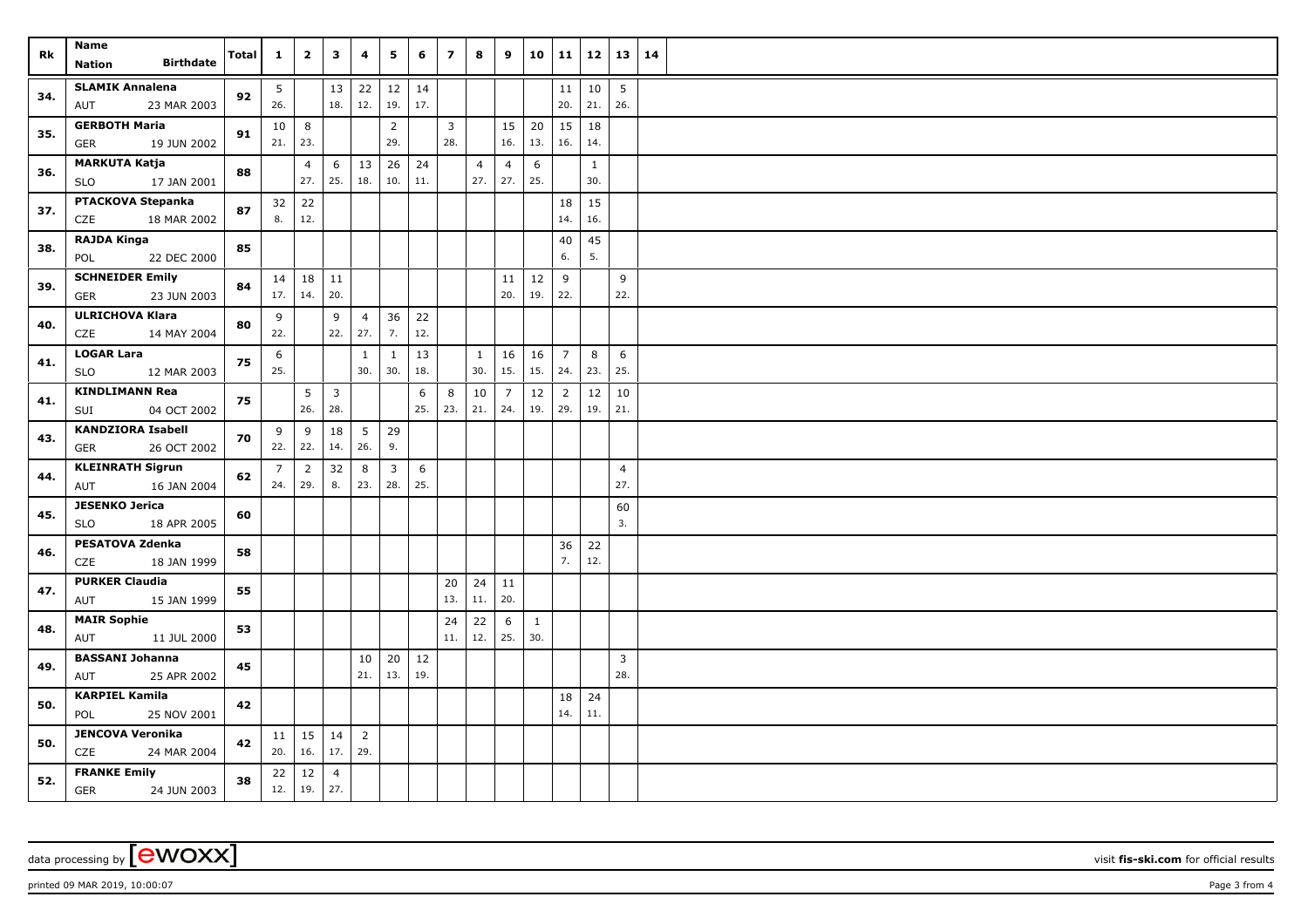| Rk | Name / Nation / Birthdate | Total | 1 | 2 | 3 | 4 | 5 | 6 | 7 | 8 | 9 | 10 | 11 | 12 | 13 | 14 |
|---|---|---|---|---|---|---|---|---|---|---|---|---|---|---|---|---|
| 34. | SLAMIK Annalena AUT 23 MAR 2003 | 92 | 5 26. | | 13 18. | 22 12. | 12 19. | 14 17. | | | | | 11 20. | 10 21. | 5 26. | |
| 35. | GERBOTH Maria GER 19 JUN 2002 | 91 | 10 21. | 8 23. | | | 2 29. | | 3 28. | | 15 16. | 20 13. | 15 16. | 18 14. | | |
| 36. | MARKUTA Katja SLO 17 JAN 2001 | 88 | | 4 27. | 6 25. | 13 18. | 26 10. | 24 11. | | 4 27. | 4 27. | 6 25. | | 1 30. | | |
| 37. | PTACKOVA Stepanka CZE 18 MAR 2002 | 87 | 32 8. | 22 12. | | | | | | | | | 18 14. | 15 16. | | |
| 38. | RAJDA Kinga POL 22 DEC 2000 | 85 | | | | | | | | | | | 40 6. | 45 5. | | |
| 39. | SCHNEIDER Emily GER 23 JUN 2003 | 84 | 14 17. | 18 14. | 11 20. | | | | | | 11 20. | 12 19. | 9 22. | | 9 22. | |
| 40. | ULRICHOVA Klara CZE 14 MAY 2004 | 80 | 9 22. | | 9 22. | 4 27. | 36 7. | 22 12. | | | | | | | | |
| 41. | LOGAR Lara SLO 12 MAR 2003 | 75 | 6 25. | | | 1 30. | 1 30. | 13 18. | | 1 30. | 16 15. | 16 15. | 7 24. | 8 23. | 6 25. | |
| 41. | KINDLIMANN Rea SUI 04 OCT 2002 | 75 | | 5 26. | 3 28. | | | 6 25. | 8 23. | 10 21. | 7 24. | 12 19. | 2 29. | 12 19. | 10 21. | |
| 43. | KANDZIORA Isabell GER 26 OCT 2002 | 70 | 9 22. | 9 22. | 18 14. | 5 26. | 29 9. | | | | | | | | | |
| 44. | KLEINRATH Sigrun AUT 16 JAN 2004 | 62 | 7 24. | 2 29. | 32 8. | 8 23. | 3 28. | 6 25. | | | | | | | 4 27. | |
| 45. | JESENKO Jerica SLO 18 APR 2005 | 60 | | | | | | | | | | | | | 60 3. | |
| 46. | PESATOVA Zdenka CZE 18 JAN 1999 | 58 | | | | | | | | | | | 36 7. | 22 12. | | |
| 47. | PURKER Claudia AUT 15 JAN 1999 | 55 | | | | | | | 20 13. | 24 11. | 11 20. | | | | | |
| 48. | MAIR Sophie AUT 11 JUL 2000 | 53 | | | | | | | 24 11. | 22 12. | 6 25. | 1 30. | | | | |
| 49. | BASSANI Johanna AUT 25 APR 2002 | 45 | | | | 10 21. | 20 13. | 12 19. | | | | | | | 3 28. | |
| 50. | KARPIEL Kamila POL 25 NOV 2001 | 42 | | | | | | | | | | | 18 14. | 24 11. | | |
| 50. | JENCOVA Veronika CZE 24 MAR 2004 | 42 | 11 20. | 15 16. | 14 17. | 2 29. | | | | | | | | | | |
| 52. | FRANKE Emily GER 24 JUN 2003 | 38 | 22 12. | 12 19. | 4 27. | | | | | | | | | | | |

data processing by [ewoxx] visit fis-ski.com for official results

printed 09 MAR 2019, 10:00:07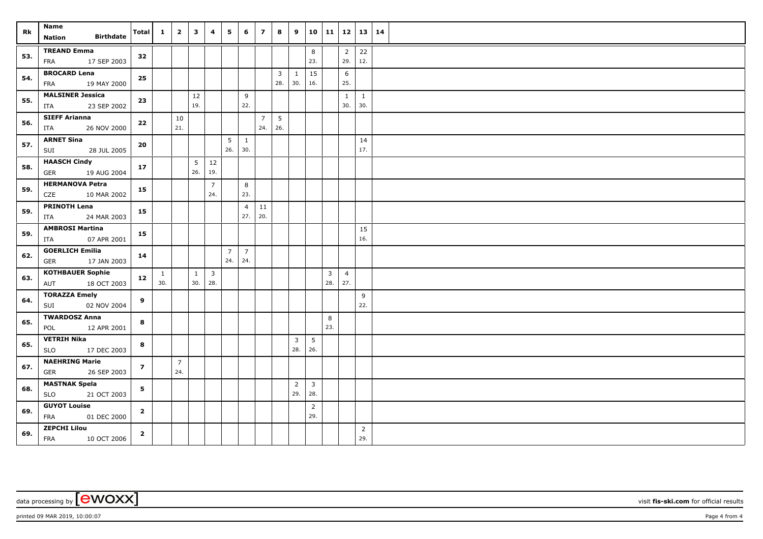| Rk | Name<br>Nation Birthdate | Total | 1 | 2 | 3 | 4 | 5 | 6 | 7 | 8 | 9 | 10 | 11 | 12 | 13 | 14 |
|---|---|---|---|---|---|---|---|---|---|---|---|---|---|---|---|---|
| 53. | **TREAND Emma**<br>FRA 17 SEP 2003 | **32** | | | | | | | | | | 8<br>23. | | 2<br>29. | 22<br>12. | |
| 54. | **BROCARD Lena**<br>FRA 19 MAY 2000 | **25** | | | | | | | | 3<br>28. | 1<br>30. | 15<br>16. | | 6<br>25. | | |
| 55. | **MALSINER Jessica**<br>ITA 23 SEP 2002 | **23** | | | 12<br>19. | | | 9<br>22. | | | | | | 1<br>30. | 1<br>30. | |
| 56. | **SIEFF Arianna**<br>ITA 26 NOV 2000 | **22** | | 10<br>21. | | | | | 7<br>24. | 5<br>26. | | | | | | |
| 57. | **ARNET Sina**<br>SUI 28 JUL 2005 | **20** | | | | | 5<br>26. | 1<br>30. | | | | | | | 14<br>17. | |
| 58. | **HAASCH Cindy**<br>GER 19 AUG 2004 | **17** | | | 5<br>26. | 12<br>19. | | | | | | | | | | |
| 59. | **HERMANOVA Petra**<br>CZE 10 MAR 2002 | **15** | | | | 7<br>24. | | 8<br>23. | | | | | | | | |
| 59. | **PRINOTH Lena**<br>ITA 24 MAR 2003 | **15** | | | | | | 4<br>27. | 11<br>20. | | | | | | | |
| 59. | **AMBROSI Martina**<br>ITA 07 APR 2001 | **15** | | | | | | | | | | | | | 15<br>16. | |
| 62. | **GOERLICH Emilia**<br>GER 17 JAN 2003 | **14** | | | | | 7<br>24. | 7<br>24. | | | | | | | | |
| 63. | **KOTHBAUER Sophie**<br>AUT 18 OCT 2003 | **12** | 1<br>30. | | 1<br>30. | 3<br>28. | | | | | | | 3<br>28. | 4<br>27. | | |
| 64. | **TORAZZA Emely**<br>SUI 02 NOV 2004 | **9** | | | | | | | | | | | | | 9<br>22. | |
| 65. | **TWARDOSZ Anna**<br>POL 12 APR 2001 | **8** | | | | | | | | | | | 8<br>23. | | | |
| 65. | **VETRIH Nika**<br>SLO 17 DEC 2003 | **8** | | | | | | | | | 3<br>28. | 5<br>26. | | | | |
| 67. | **NAEHRING Marie**<br>GER 26 SEP 2003 | **7** | | 7<br>24. | | | | | | | | | | | | |
| 68. | **MASTNAK Spela**<br>SLO 21 OCT 2003 | **5** | | | | | | | | | 2<br>29. | 3<br>28. | | | | |
| 69. | **GUYOT Louise**<br>FRA 01 DEC 2000 | **2** | | | | | | | | | | 2<br>29. | | | | |
| 69. | **ZEPCHI Lilou**<br>FRA 10 OCT 2006 | **2** | | | | | | | | | | | | | 2<br>29. | |

data processing by [ewoxx] visit **fis-ski.com** for official results

printed 09 MAR 2019, 10:00:07